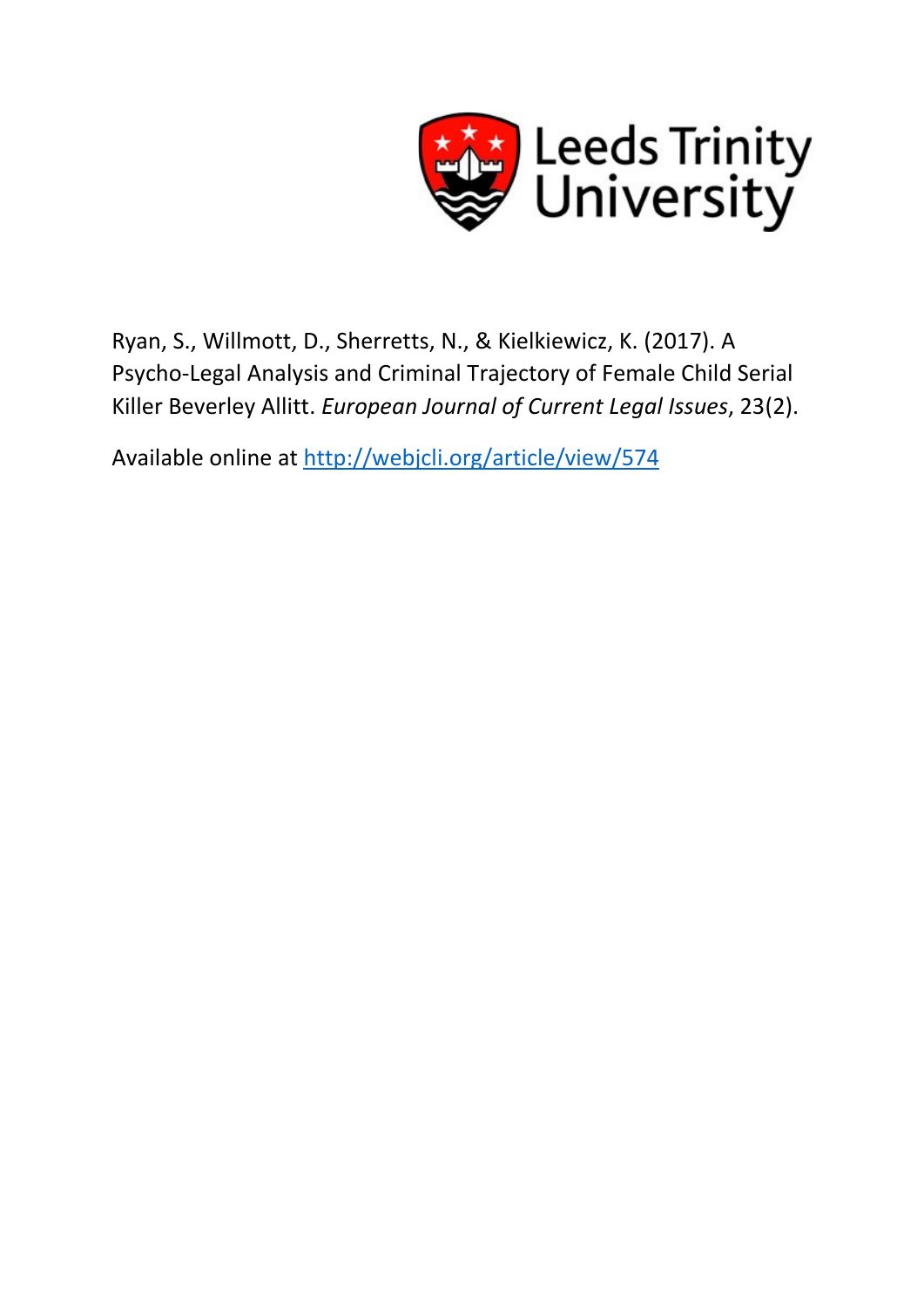Leeds Trinity University

Ryan, S., Willmott, D., Sherretts, N., & Kielkiewicz, K. (2017). A Psycho-Legal Analysis and Criminal Trajectory of Female Child Serial Killer Beverley Allitt. *European Journal of Current Legal Issues*, 23(2).

Available online at http://webjcli.org/article/view/574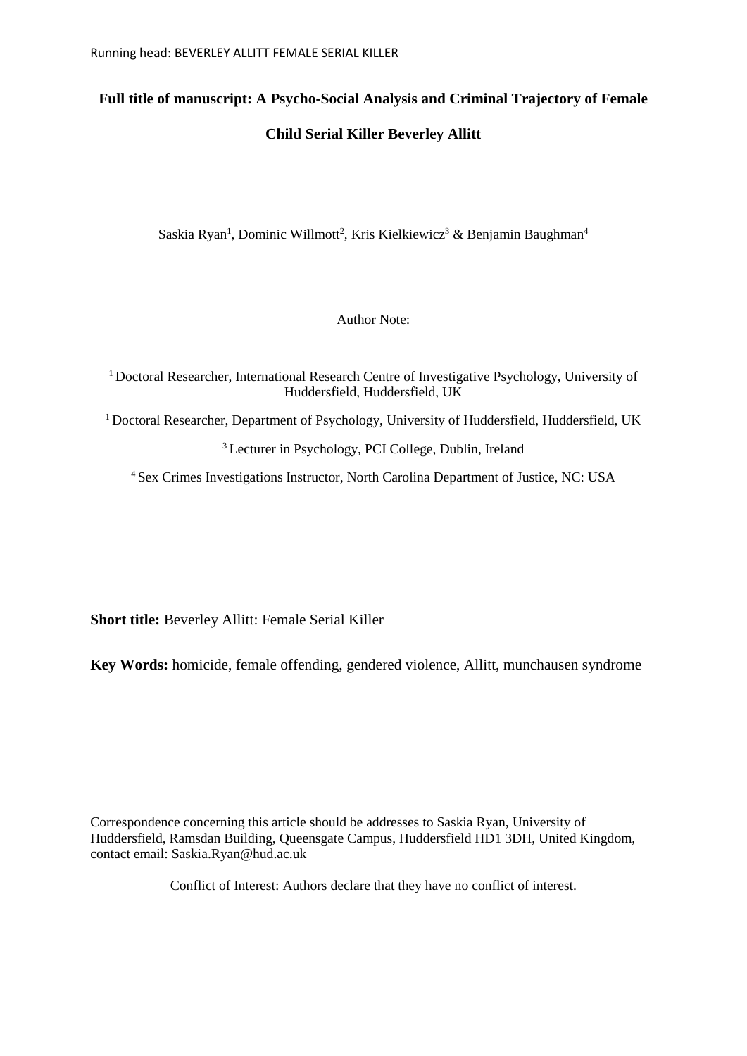**Full title of manuscript: A Psycho-Social Analysis and Criminal Trajectory of Female Child Serial Killer Beverley Allitt**

Saskia Ryan[1], Dominic Willmott[2], Kris Kielkiewicz[3] & Benjamin Baughman[4]

Author Note:

[1] Doctoral Researcher, International Research Centre of Investigative Psychology, University of Huddersfield, Huddersfield, UK

[1] Doctoral Researcher, Department of Psychology, University of Huddersfield, Huddersfield, UK

[3] Lecturer in Psychology, PCI College, Dublin, Ireland

[4] Sex Crimes Investigations Instructor, North Carolina Department of Justice, NC: USA

**Short title:** Beverley Allitt: Female Serial Killer

**Key Words:** homicide, female offending, gendered violence, Allitt, munchausen syndrome

Correspondence concerning this article should be addresses to Saskia Ryan, University of Huddersfield, Ramsdan Building, Queensgate Campus, Huddersfield HD1 3DH, United Kingdom, contact email: Saskia.Ryan@hud.ac.uk

Conflict of Interest: Authors declare that they have no conflict of interest.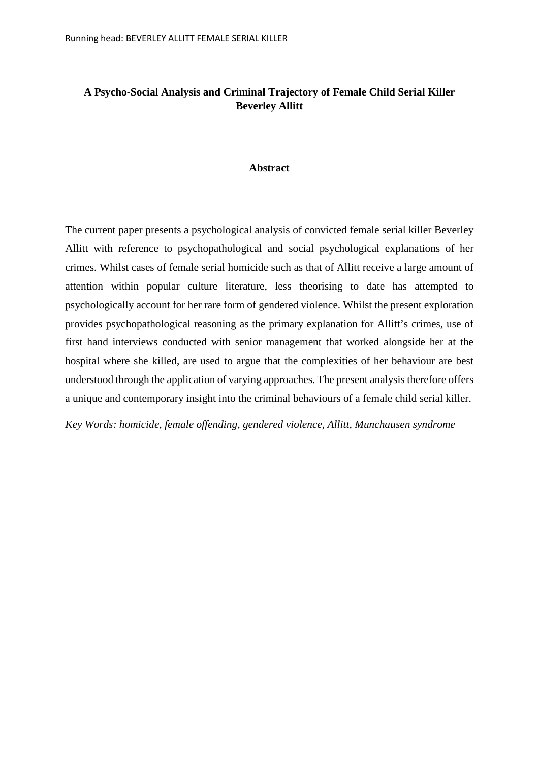**A Psycho-Social Analysis and Criminal Trajectory of Female Child Serial Killer Beverley Allitt**

## Abstract

The current paper presents a psychological analysis of convicted female serial killer Beverley Allitt with reference to psychopathological and social psychological explanations of her crimes. Whilst cases of female serial homicide such as that of Allitt receive a large amount of attention within popular culture literature, less theorising to date has attempted to psychologically account for her rare form of gendered violence. Whilst the present exploration provides psychopathological reasoning as the primary explanation for Allitt's crimes, use of first hand interviews conducted with senior management that worked alongside her at the hospital where she killed, are used to argue that the complexities of her behaviour are best understood through the application of varying approaches. The present analysis therefore offers a unique and contemporary insight into the criminal behaviours of a female child serial killer.

*Key Words: homicide, female offending, gendered violence, Allitt, Munchausen syndrome*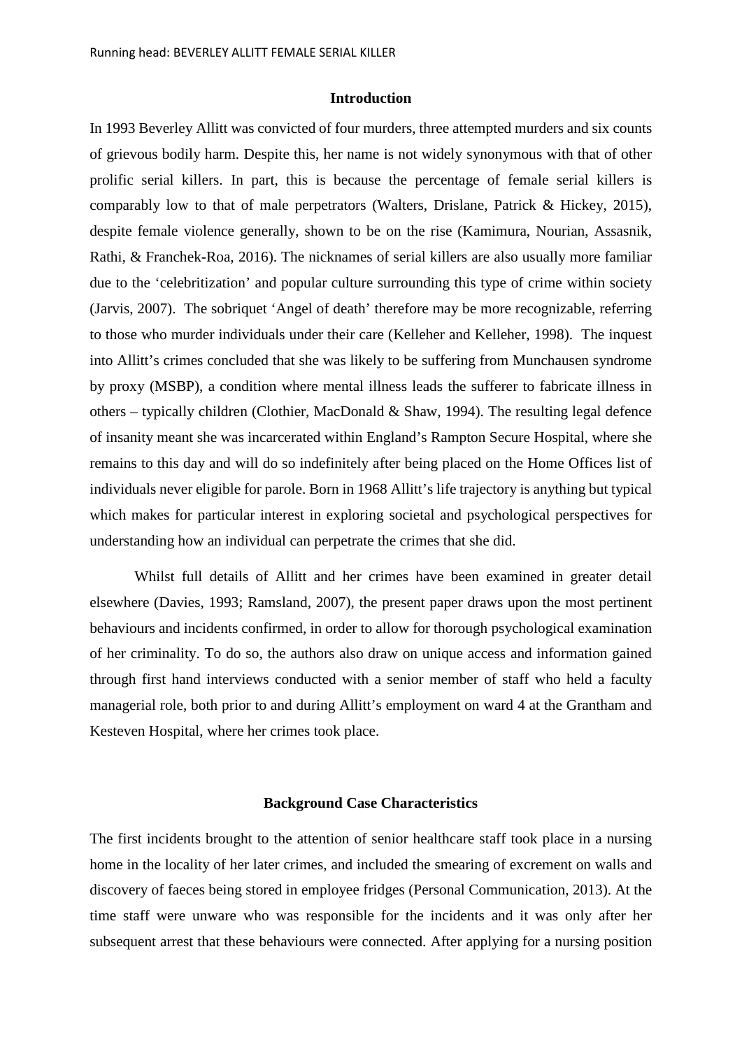## Introduction

In 1993 Beverley Allitt was convicted of four murders, three attempted murders and six counts of grievous bodily harm. Despite this, her name is not widely synonymous with that of other prolific serial killers. In part, this is because the percentage of female serial killers is comparably low to that of male perpetrators (Walters, Drislane, Patrick & Hickey, 2015), despite female violence generally, shown to be on the rise (Kamimura, Nourian, Assasnik, Rathi, & Franchek-Roa, 2016). The nicknames of serial killers are also usually more familiar due to the 'celebritization' and popular culture surrounding this type of crime within society (Jarvis, 2007). The sobriquet 'Angel of death' therefore may be more recognizable, referring to those who murder individuals under their care (Kelleher and Kelleher, 1998). The inquest into Allitt's crimes concluded that she was likely to be suffering from Munchausen syndrome by proxy (MSBP), a condition where mental illness leads the sufferer to fabricate illness in others – typically children (Clothier, MacDonald & Shaw, 1994). The resulting legal defence of insanity meant she was incarcerated within England's Rampton Secure Hospital, where she remains to this day and will do so indefinitely after being placed on the Home Offices list of individuals never eligible for parole. Born in 1968 Allitt's life trajectory is anything but typical which makes for particular interest in exploring societal and psychological perspectives for understanding how an individual can perpetrate the crimes that she did.

Whilst full details of Allitt and her crimes have been examined in greater detail elsewhere (Davies, 1993; Ramsland, 2007), the present paper draws upon the most pertinent behaviours and incidents confirmed, in order to allow for thorough psychological examination of her criminality. To do so, the authors also draw on unique access and information gained through first hand interviews conducted with a senior member of staff who held a faculty managerial role, both prior to and during Allitt's employment on ward 4 at the Grantham and Kesteven Hospital, where her crimes took place.

## Background Case Characteristics

The first incidents brought to the attention of senior healthcare staff took place in a nursing home in the locality of her later crimes, and included the smearing of excrement on walls and discovery of faeces being stored in employee fridges (Personal Communication, 2013). At the time staff were unware who was responsible for the incidents and it was only after her subsequent arrest that these behaviours were connected. After applying for a nursing position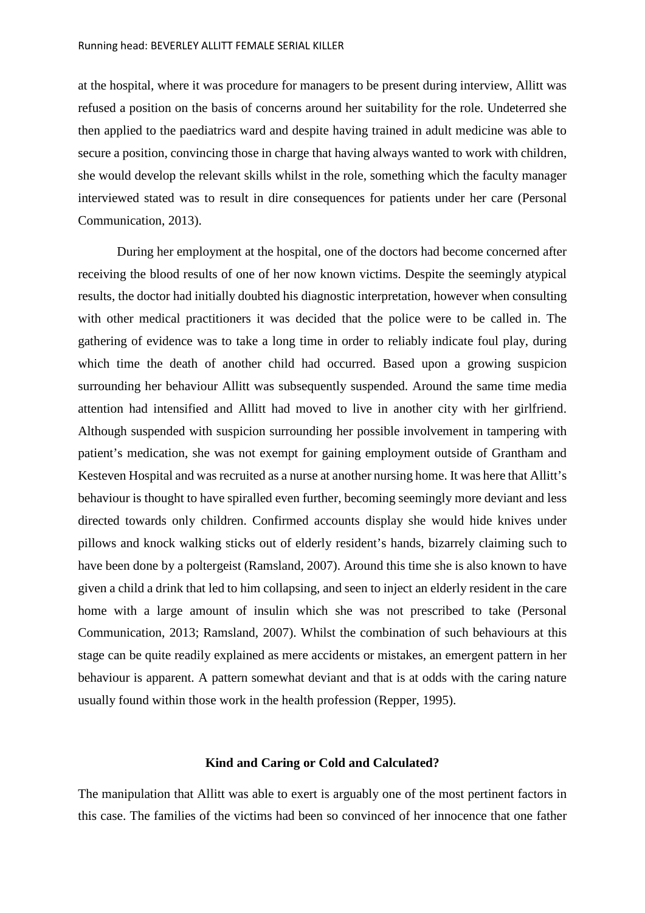at the hospital, where it was procedure for managers to be present during interview, Allitt was refused a position on the basis of concerns around her suitability for the role. Undeterred she then applied to the paediatrics ward and despite having trained in adult medicine was able to secure a position, convincing those in charge that having always wanted to work with children, she would develop the relevant skills whilst in the role, something which the faculty manager interviewed stated was to result in dire consequences for patients under her care (Personal Communication, 2013).

During her employment at the hospital, one of the doctors had become concerned after receiving the blood results of one of her now known victims. Despite the seemingly atypical results, the doctor had initially doubted his diagnostic interpretation, however when consulting with other medical practitioners it was decided that the police were to be called in. The gathering of evidence was to take a long time in order to reliably indicate foul play, during which time the death of another child had occurred. Based upon a growing suspicion surrounding her behaviour Allitt was subsequently suspended. Around the same time media attention had intensified and Allitt had moved to live in another city with her girlfriend. Although suspended with suspicion surrounding her possible involvement in tampering with patient's medication, she was not exempt for gaining employment outside of Grantham and Kesteven Hospital and was recruited as a nurse at another nursing home. It was here that Allitt's behaviour is thought to have spiralled even further, becoming seemingly more deviant and less directed towards only children. Confirmed accounts display she would hide knives under pillows and knock walking sticks out of elderly resident's hands, bizarrely claiming such to have been done by a poltergeist (Ramsland, 2007). Around this time she is also known to have given a child a drink that led to him collapsing, and seen to inject an elderly resident in the care home with a large amount of insulin which she was not prescribed to take (Personal Communication, 2013; Ramsland, 2007). Whilst the combination of such behaviours at this stage can be quite readily explained as mere accidents or mistakes, an emergent pattern in her behaviour is apparent. A pattern somewhat deviant and that is at odds with the caring nature usually found within those work in the health profession (Repper, 1995).

## Kind and Caring or Cold and Calculated?

The manipulation that Allitt was able to exert is arguably one of the most pertinent factors in this case. The families of the victims had been so convinced of her innocence that one father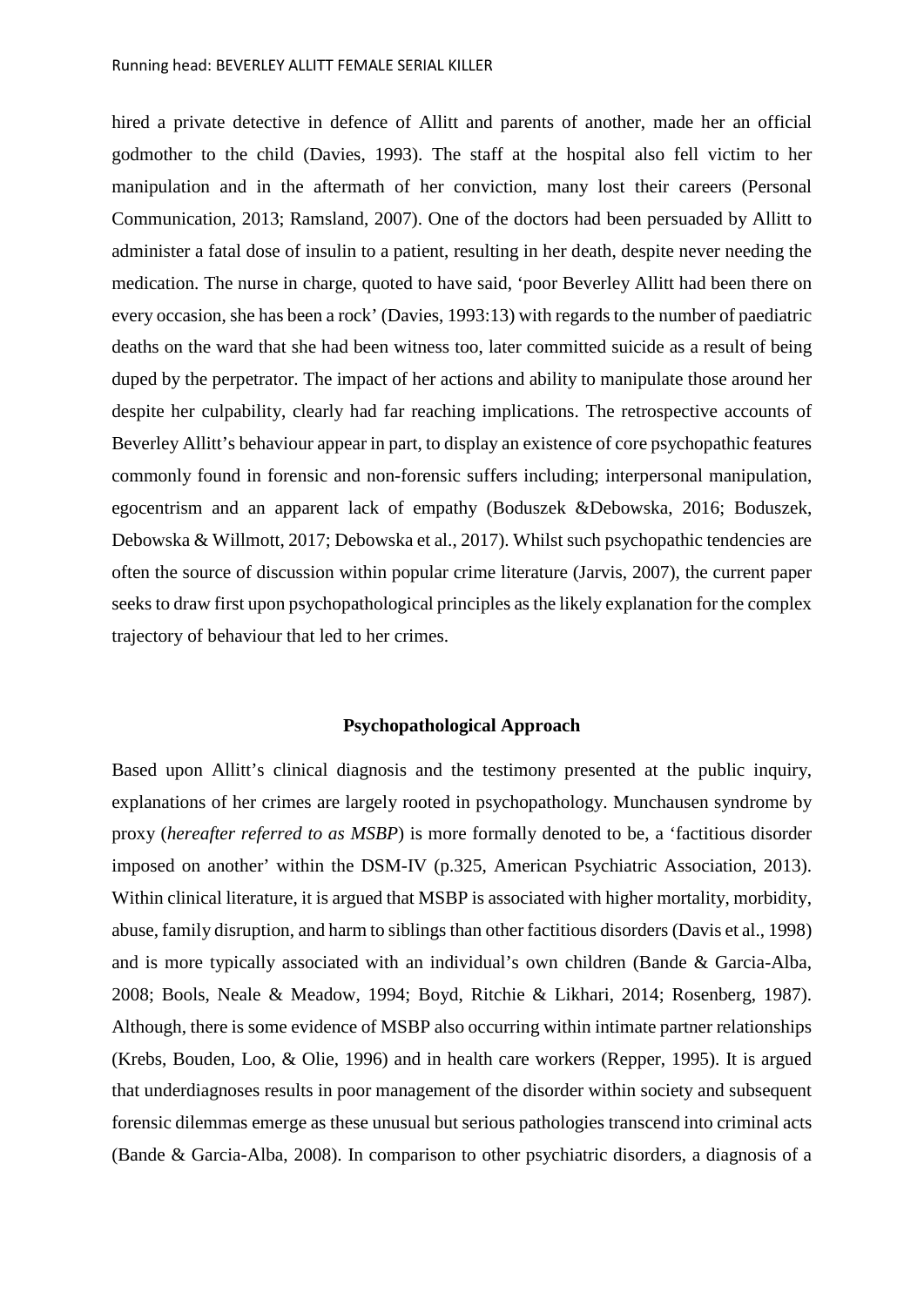hired a private detective in defence of Allitt and parents of another, made her an official godmother to the child (Davies, 1993). The staff at the hospital also fell victim to her manipulation and in the aftermath of her conviction, many lost their careers (Personal Communication, 2013; Ramsland, 2007). One of the doctors had been persuaded by Allitt to administer a fatal dose of insulin to a patient, resulting in her death, despite never needing the medication. The nurse in charge, quoted to have said, 'poor Beverley Allitt had been there on every occasion, she has been a rock' (Davies, 1993:13) with regards to the number of paediatric deaths on the ward that she had been witness too, later committed suicide as a result of being duped by the perpetrator. The impact of her actions and ability to manipulate those around her despite her culpability, clearly had far reaching implications. The retrospective accounts of Beverley Allitt's behaviour appear in part, to display an existence of core psychopathic features commonly found in forensic and non-forensic suffers including; interpersonal manipulation, egocentrism and an apparent lack of empathy (Boduszek &Debowska, 2016; Boduszek, Debowska & Willmott, 2017; Debowska et al., 2017). Whilst such psychopathic tendencies are often the source of discussion within popular crime literature (Jarvis, 2007), the current paper seeks to draw first upon psychopathological principles as the likely explanation for the complex trajectory of behaviour that led to her crimes.

## Psychopathological Approach

Based upon Allitt's clinical diagnosis and the testimony presented at the public inquiry, explanations of her crimes are largely rooted in psychopathology. Munchausen syndrome by proxy (*hereafter referred to as MSBP*) is more formally denoted to be, a 'factitious disorder imposed on another' within the DSM-IV (p.325, American Psychiatric Association, 2013). Within clinical literature, it is argued that MSBP is associated with higher mortality, morbidity, abuse, family disruption, and harm to siblings than other factitious disorders (Davis et al., 1998) and is more typically associated with an individual's own children (Bande & Garcia-Alba, 2008; Bools, Neale & Meadow, 1994; Boyd, Ritchie & Likhari, 2014; Rosenberg, 1987). Although, there is some evidence of MSBP also occurring within intimate partner relationships (Krebs, Bouden, Loo, & Olie, 1996) and in health care workers (Repper, 1995). It is argued that underdiagnoses results in poor management of the disorder within society and subsequent forensic dilemmas emerge as these unusual but serious pathologies transcend into criminal acts (Bande & Garcia-Alba, 2008). In comparison to other psychiatric disorders, a diagnosis of a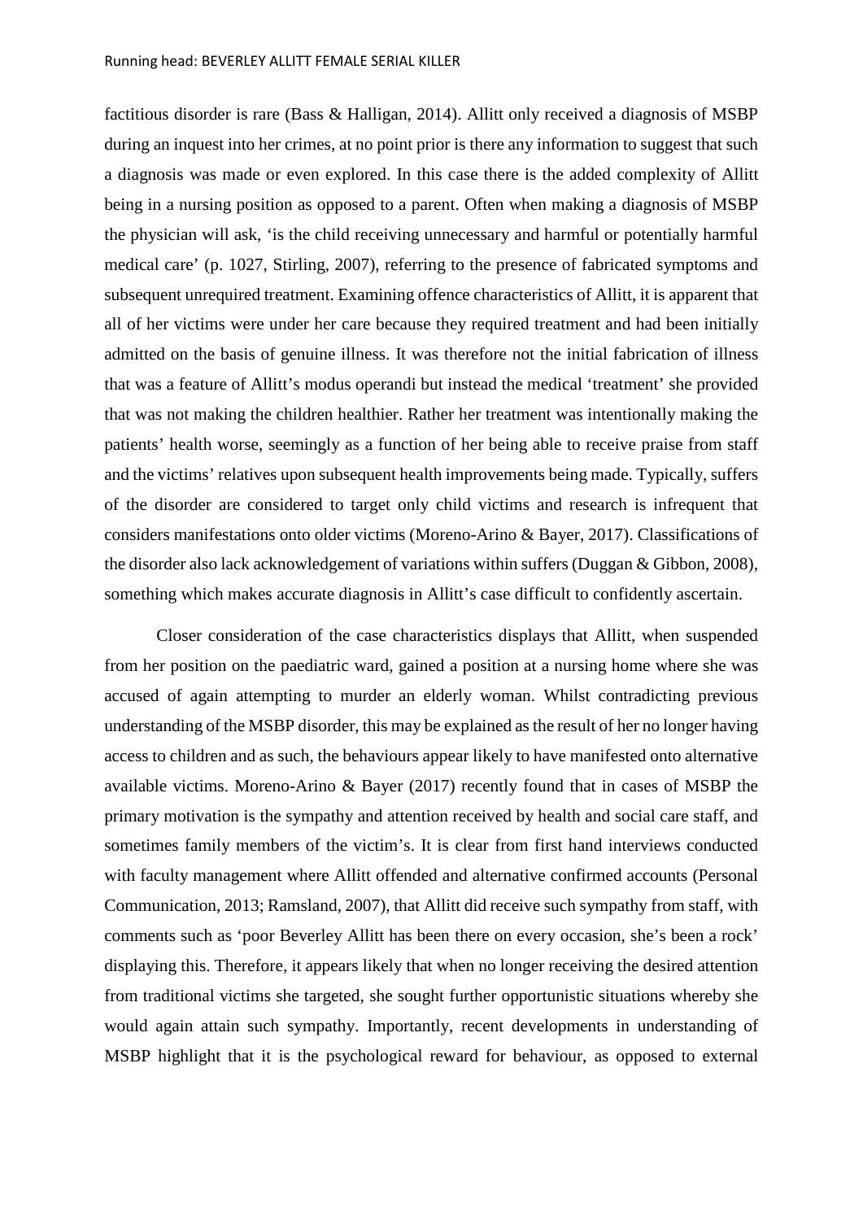factitious disorder is rare (Bass & Halligan, 2014). Allitt only received a diagnosis of MSBP during an inquest into her crimes, at no point prior is there any information to suggest that such a diagnosis was made or even explored. In this case there is the added complexity of Allitt being in a nursing position as opposed to a parent. Often when making a diagnosis of MSBP the physician will ask, 'is the child receiving unnecessary and harmful or potentially harmful medical care' (p. 1027, Stirling, 2007), referring to the presence of fabricated symptoms and subsequent unrequired treatment. Examining offence characteristics of Allitt, it is apparent that all of her victims were under her care because they required treatment and had been initially admitted on the basis of genuine illness. It was therefore not the initial fabrication of illness that was a feature of Allitt's modus operandi but instead the medical 'treatment' she provided that was not making the children healthier. Rather her treatment was intentionally making the patients' health worse, seemingly as a function of her being able to receive praise from staff and the victims' relatives upon subsequent health improvements being made. Typically, suffers of the disorder are considered to target only child victims and research is infrequent that considers manifestations onto older victims (Moreno-Arino & Bayer, 2017). Classifications of the disorder also lack acknowledgement of variations within suffers (Duggan & Gibbon, 2008), something which makes accurate diagnosis in Allitt's case difficult to confidently ascertain.

Closer consideration of the case characteristics displays that Allitt, when suspended from her position on the paediatric ward, gained a position at a nursing home where she was accused of again attempting to murder an elderly woman. Whilst contradicting previous understanding of the MSBP disorder, this may be explained as the result of her no longer having access to children and as such, the behaviours appear likely to have manifested onto alternative available victims. Moreno-Arino & Bayer (2017) recently found that in cases of MSBP the primary motivation is the sympathy and attention received by health and social care staff, and sometimes family members of the victim's. It is clear from first hand interviews conducted with faculty management where Allitt offended and alternative confirmed accounts (Personal Communication, 2013; Ramsland, 2007), that Allitt did receive such sympathy from staff, with comments such as 'poor Beverley Allitt has been there on every occasion, she's been a rock' displaying this. Therefore, it appears likely that when no longer receiving the desired attention from traditional victims she targeted, she sought further opportunistic situations whereby she would again attain such sympathy. Importantly, recent developments in understanding of MSBP highlight that it is the psychological reward for behaviour, as opposed to external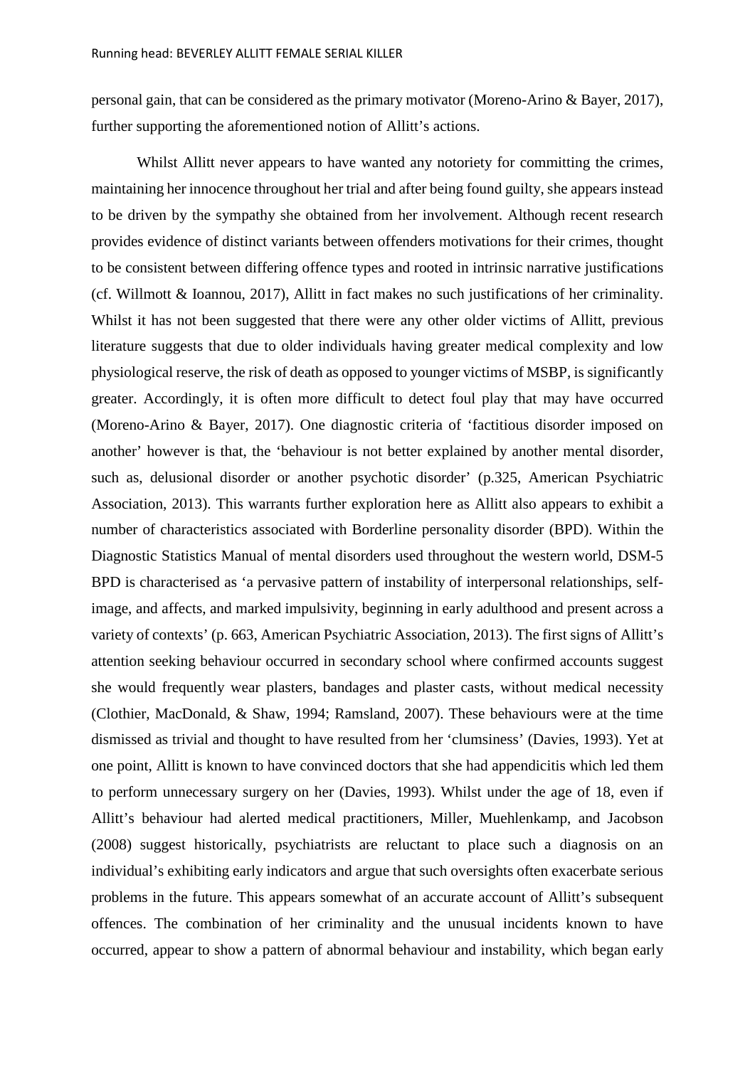personal gain, that can be considered as the primary motivator (Moreno-Arino & Bayer, 2017), further supporting the aforementioned notion of Allitt's actions.

Whilst Allitt never appears to have wanted any notoriety for committing the crimes, maintaining her innocence throughout her trial and after being found guilty, she appears instead to be driven by the sympathy she obtained from her involvement. Although recent research provides evidence of distinct variants between offenders motivations for their crimes, thought to be consistent between differing offence types and rooted in intrinsic narrative justifications (cf. Willmott & Ioannou, 2017), Allitt in fact makes no such justifications of her criminality. Whilst it has not been suggested that there were any other older victims of Allitt, previous literature suggests that due to older individuals having greater medical complexity and low physiological reserve, the risk of death as opposed to younger victims of MSBP, is significantly greater. Accordingly, it is often more difficult to detect foul play that may have occurred (Moreno-Arino & Bayer, 2017). One diagnostic criteria of 'factitious disorder imposed on another' however is that, the 'behaviour is not better explained by another mental disorder, such as, delusional disorder or another psychotic disorder' (p.325, American Psychiatric Association, 2013). This warrants further exploration here as Allitt also appears to exhibit a number of characteristics associated with Borderline personality disorder (BPD). Within the Diagnostic Statistics Manual of mental disorders used throughout the western world, DSM-5 BPD is characterised as 'a pervasive pattern of instability of interpersonal relationships, self-image, and affects, and marked impulsivity, beginning in early adulthood and present across a variety of contexts' (p. 663, American Psychiatric Association, 2013). The first signs of Allitt's attention seeking behaviour occurred in secondary school where confirmed accounts suggest she would frequently wear plasters, bandages and plaster casts, without medical necessity (Clothier, MacDonald, & Shaw, 1994; Ramsland, 2007). These behaviours were at the time dismissed as trivial and thought to have resulted from her 'clumsiness' (Davies, 1993). Yet at one point, Allitt is known to have convinced doctors that she had appendicitis which led them to perform unnecessary surgery on her (Davies, 1993). Whilst under the age of 18, even if Allitt's behaviour had alerted medical practitioners, Miller, Muehlenkamp, and Jacobson (2008) suggest historically, psychiatrists are reluctant to place such a diagnosis on an individual's exhibiting early indicators and argue that such oversights often exacerbate serious problems in the future. This appears somewhat of an accurate account of Allitt's subsequent offences. The combination of her criminality and the unusual incidents known to have occurred, appear to show a pattern of abnormal behaviour and instability, which began early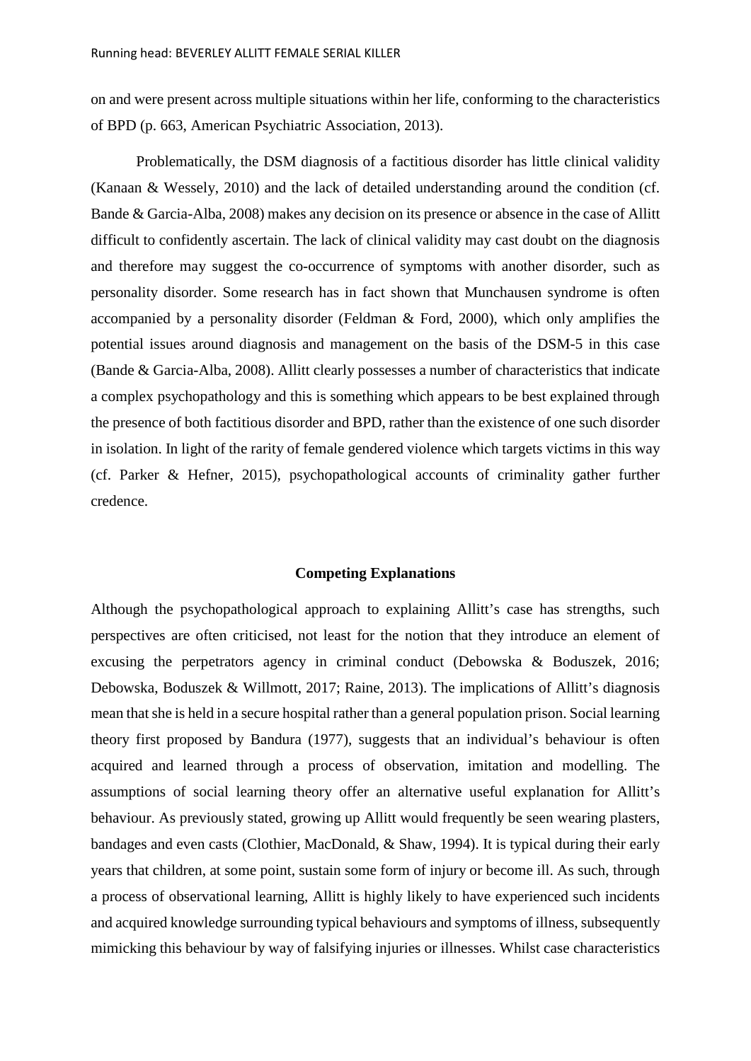on and were present across multiple situations within her life, conforming to the characteristics of BPD (p. 663, American Psychiatric Association, 2013).

Problematically, the DSM diagnosis of a factitious disorder has little clinical validity (Kanaan & Wessely, 2010) and the lack of detailed understanding around the condition (cf. Bande & Garcia-Alba, 2008) makes any decision on its presence or absence in the case of Allitt difficult to confidently ascertain. The lack of clinical validity may cast doubt on the diagnosis and therefore may suggest the co-occurrence of symptoms with another disorder, such as personality disorder. Some research has in fact shown that Munchausen syndrome is often accompanied by a personality disorder (Feldman & Ford, 2000), which only amplifies the potential issues around diagnosis and management on the basis of the DSM-5 in this case (Bande & Garcia-Alba, 2008). Allitt clearly possesses a number of characteristics that indicate a complex psychopathology and this is something which appears to be best explained through the presence of both factitious disorder and BPD, rather than the existence of one such disorder in isolation. In light of the rarity of female gendered violence which targets victims in this way (cf. Parker & Hefner, 2015), psychopathological accounts of criminality gather further credence.

## Competing Explanations

Although the psychopathological approach to explaining Allitt's case has strengths, such perspectives are often criticised, not least for the notion that they introduce an element of excusing the perpetrators agency in criminal conduct (Debowska & Boduszek, 2016; Debowska, Boduszek & Willmott, 2017; Raine, 2013). The implications of Allitt's diagnosis mean that she is held in a secure hospital rather than a general population prison. Social learning theory first proposed by Bandura (1977), suggests that an individual's behaviour is often acquired and learned through a process of observation, imitation and modelling. The assumptions of social learning theory offer an alternative useful explanation for Allitt's behaviour. As previously stated, growing up Allitt would frequently be seen wearing plasters, bandages and even casts (Clothier, MacDonald, & Shaw, 1994). It is typical during their early years that children, at some point, sustain some form of injury or become ill. As such, through a process of observational learning, Allitt is highly likely to have experienced such incidents and acquired knowledge surrounding typical behaviours and symptoms of illness, subsequently mimicking this behaviour by way of falsifying injuries or illnesses. Whilst case characteristics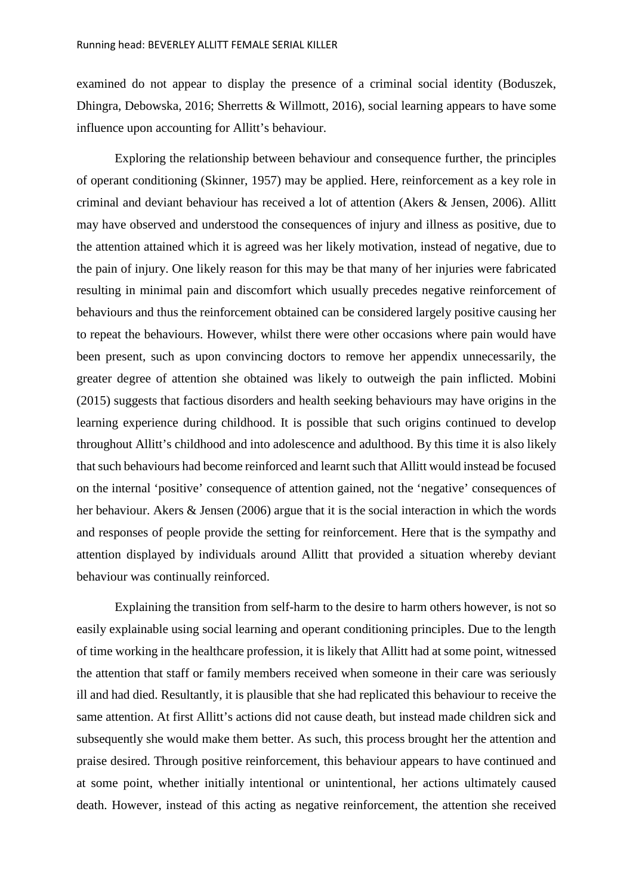examined do not appear to display the presence of a criminal social identity (Boduszek, Dhingra, Debowska, 2016; Sherretts & Willmott, 2016), social learning appears to have some influence upon accounting for Allitt's behaviour.

Exploring the relationship between behaviour and consequence further, the principles of operant conditioning (Skinner, 1957) may be applied. Here, reinforcement as a key role in criminal and deviant behaviour has received a lot of attention (Akers & Jensen, 2006). Allitt may have observed and understood the consequences of injury and illness as positive, due to the attention attained which it is agreed was her likely motivation, instead of negative, due to the pain of injury. One likely reason for this may be that many of her injuries were fabricated resulting in minimal pain and discomfort which usually precedes negative reinforcement of behaviours and thus the reinforcement obtained can be considered largely positive causing her to repeat the behaviours. However, whilst there were other occasions where pain would have been present, such as upon convincing doctors to remove her appendix unnecessarily, the greater degree of attention she obtained was likely to outweigh the pain inflicted. Mobini (2015) suggests that factious disorders and health seeking behaviours may have origins in the learning experience during childhood. It is possible that such origins continued to develop throughout Allitt's childhood and into adolescence and adulthood. By this time it is also likely that such behaviours had become reinforced and learnt such that Allitt would instead be focused on the internal 'positive' consequence of attention gained, not the 'negative' consequences of her behaviour. Akers & Jensen (2006) argue that it is the social interaction in which the words and responses of people provide the setting for reinforcement. Here that is the sympathy and attention displayed by individuals around Allitt that provided a situation whereby deviant behaviour was continually reinforced.

Explaining the transition from self-harm to the desire to harm others however, is not so easily explainable using social learning and operant conditioning principles. Due to the length of time working in the healthcare profession, it is likely that Allitt had at some point, witnessed the attention that staff or family members received when someone in their care was seriously ill and had died. Resultantly, it is plausible that she had replicated this behaviour to receive the same attention. At first Allitt's actions did not cause death, but instead made children sick and subsequently she would make them better. As such, this process brought her the attention and praise desired. Through positive reinforcement, this behaviour appears to have continued and at some point, whether initially intentional or unintentional, her actions ultimately caused death. However, instead of this acting as negative reinforcement, the attention she received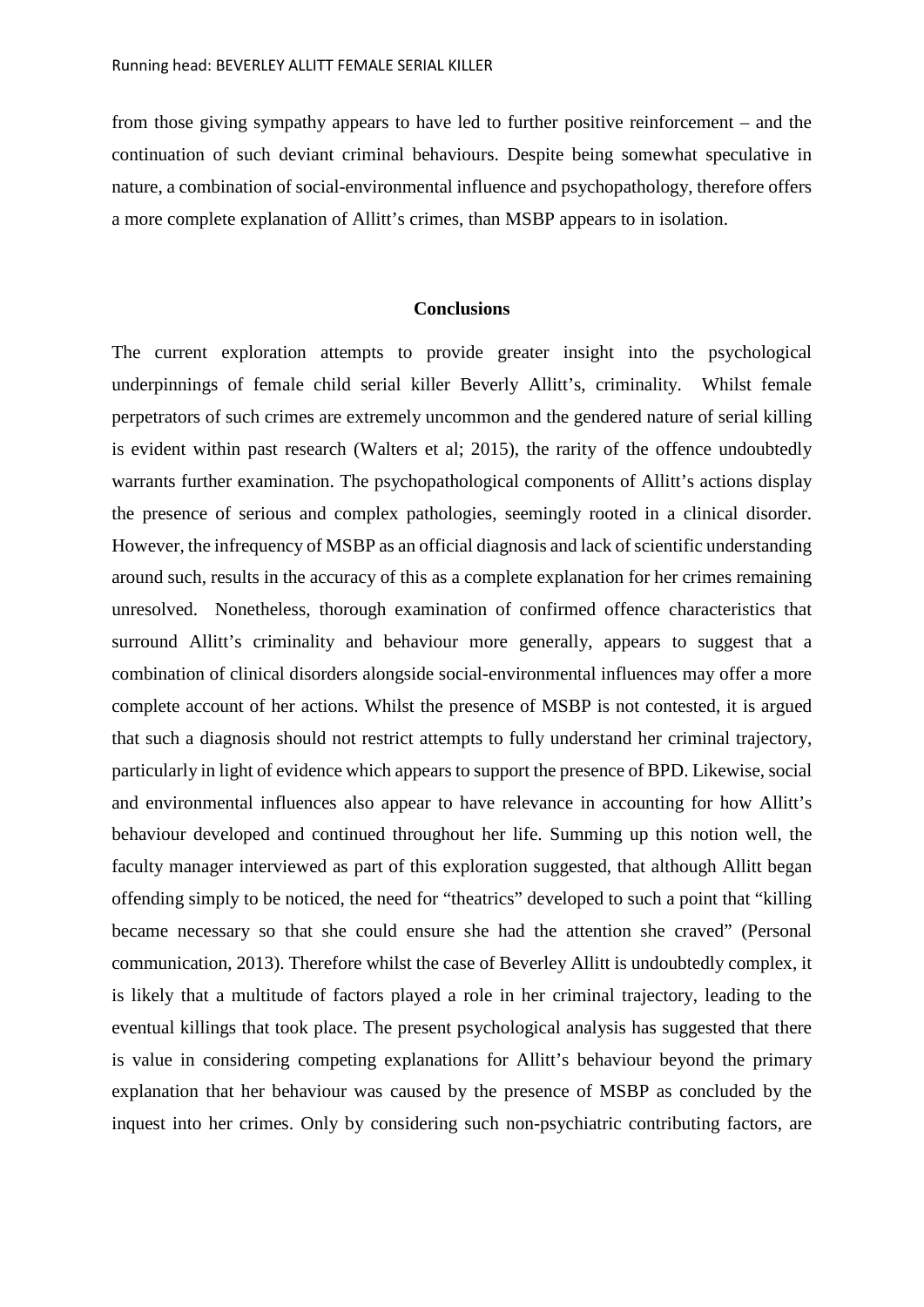from those giving sympathy appears to have led to further positive reinforcement – and the continuation of such deviant criminal behaviours. Despite being somewhat speculative in nature, a combination of social-environmental influence and psychopathology, therefore offers a more complete explanation of Allitt's crimes, than MSBP appears to in isolation.

## Conclusions

The current exploration attempts to provide greater insight into the psychological underpinnings of female child serial killer Beverly Allitt's, criminality. Whilst female perpetrators of such crimes are extremely uncommon and the gendered nature of serial killing is evident within past research (Walters et al; 2015), the rarity of the offence undoubtedly warrants further examination. The psychopathological components of Allitt's actions display the presence of serious and complex pathologies, seemingly rooted in a clinical disorder. However, the infrequency of MSBP as an official diagnosis and lack of scientific understanding around such, results in the accuracy of this as a complete explanation for her crimes remaining unresolved. Nonetheless, thorough examination of confirmed offence characteristics that surround Allitt's criminality and behaviour more generally, appears to suggest that a combination of clinical disorders alongside social-environmental influences may offer a more complete account of her actions. Whilst the presence of MSBP is not contested, it is argued that such a diagnosis should not restrict attempts to fully understand her criminal trajectory, particularly in light of evidence which appears to support the presence of BPD. Likewise, social and environmental influences also appear to have relevance in accounting for how Allitt's behaviour developed and continued throughout her life. Summing up this notion well, the faculty manager interviewed as part of this exploration suggested, that although Allitt began offending simply to be noticed, the need for "theatrics" developed to such a point that "killing became necessary so that she could ensure she had the attention she craved" (Personal communication, 2013). Therefore whilst the case of Beverley Allitt is undoubtedly complex, it is likely that a multitude of factors played a role in her criminal trajectory, leading to the eventual killings that took place. The present psychological analysis has suggested that there is value in considering competing explanations for Allitt's behaviour beyond the primary explanation that her behaviour was caused by the presence of MSBP as concluded by the inquest into her crimes. Only by considering such non-psychiatric contributing factors, are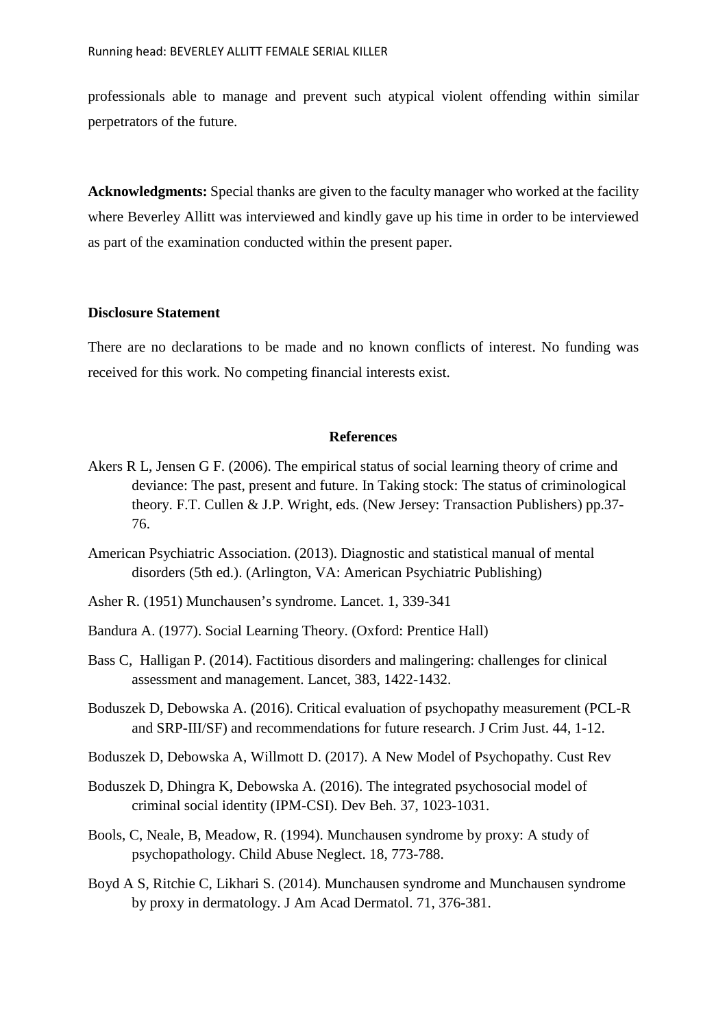professionals able to manage and prevent such atypical violent offending within similar perpetrators of the future.

**Acknowledgments:** Special thanks are given to the faculty manager who worked at the facility where Beverley Allitt was interviewed and kindly gave up his time in order to be interviewed as part of the examination conducted within the present paper.

**Disclosure Statement**

There are no declarations to be made and no known conflicts of interest. No funding was received for this work. No competing financial interests exist.

**References**

Akers R L, Jensen G F. (2006). The empirical status of social learning theory of crime and deviance: The past, present and future. In Taking stock: The status of criminological theory. F.T. Cullen & J.P. Wright, eds. (New Jersey: Transaction Publishers) pp.37-76.

American Psychiatric Association. (2013). Diagnostic and statistical manual of mental disorders (5th ed.). (Arlington, VA: American Psychiatric Publishing)

Asher R. (1951) Munchausen's syndrome. Lancet. 1, 339-341

Bandura A. (1977). Social Learning Theory. (Oxford: Prentice Hall)

Bass C, Halligan P. (2014). Factitious disorders and malingering: challenges for clinical assessment and management. Lancet, 383, 1422-1432.

Boduszek D, Debowska A. (2016). Critical evaluation of psychopathy measurement (PCL-R and SRP-III/SF) and recommendations for future research. J Crim Just. 44, 1-12.

Boduszek D, Debowska A, Willmott D. (2017). A New Model of Psychopathy. Cust Rev

Boduszek D, Dhingra K, Debowska A. (2016). The integrated psychosocial model of criminal social identity (IPM-CSI). Dev Beh. 37, 1023-1031.

Bools, C, Neale, B, Meadow, R. (1994). Munchausen syndrome by proxy: A study of psychopathology. Child Abuse Neglect. 18, 773-788.

Boyd A S, Ritchie C, Likhari S. (2014). Munchausen syndrome and Munchausen syndrome by proxy in dermatology. J Am Acad Dermatol. 71, 376-381.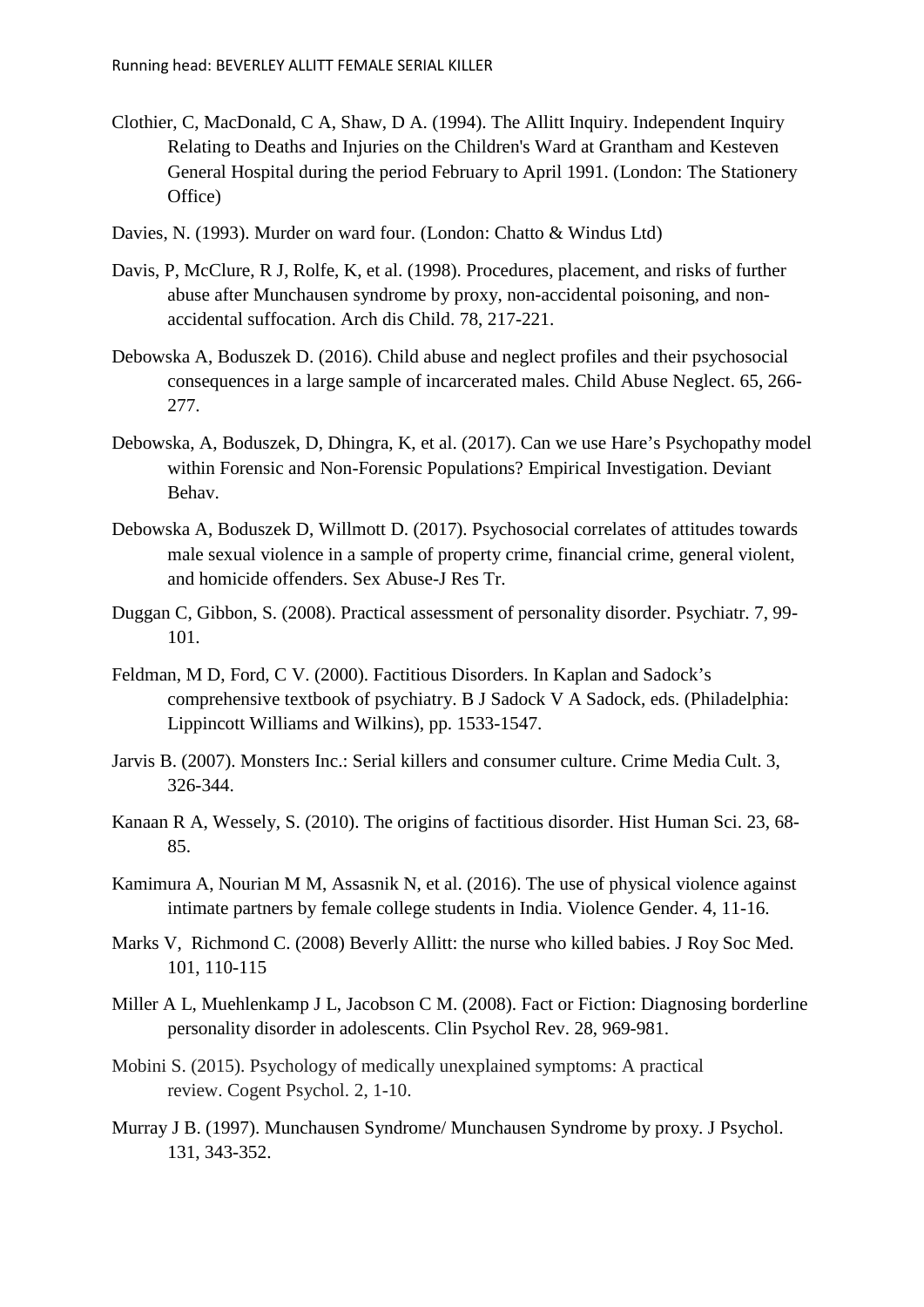Clothier, C, MacDonald, C A, Shaw, D A. (1994). The Allitt Inquiry. Independent Inquiry Relating to Deaths and Injuries on the Children's Ward at Grantham and Kesteven General Hospital during the period February to April 1991. (London: The Stationery Office)

Davies, N. (1993). Murder on ward four. (London: Chatto & Windus Ltd)

Davis, P, McClure, R J, Rolfe, K, et al. (1998). Procedures, placement, and risks of further abuse after Munchausen syndrome by proxy, non-accidental poisoning, and non-accidental suffocation. Arch dis Child. 78, 217-221.

Debowska A, Boduszek D. (2016). Child abuse and neglect profiles and their psychosocial consequences in a large sample of incarcerated males. Child Abuse Neglect. 65, 266-277.

Debowska, A, Boduszek, D, Dhingra, K, et al. (2017). Can we use Hare's Psychopathy model within Forensic and Non-Forensic Populations? Empirical Investigation. Deviant Behav.

Debowska A, Boduszek D, Willmott D. (2017). Psychosocial correlates of attitudes towards male sexual violence in a sample of property crime, financial crime, general violent, and homicide offenders. Sex Abuse-J Res Tr.

Duggan C, Gibbon, S. (2008). Practical assessment of personality disorder. Psychiatr. 7, 99-101.

Feldman, M D, Ford, C V. (2000). Factitious Disorders. In Kaplan and Sadock's comprehensive textbook of psychiatry. B J Sadock V A Sadock, eds. (Philadelphia: Lippincott Williams and Wilkins), pp. 1533-1547.

Jarvis B. (2007). Monsters Inc.: Serial killers and consumer culture. Crime Media Cult. 3, 326-344.

Kanaan R A, Wessely, S. (2010). The origins of factitious disorder. Hist Human Sci. 23, 68-85.

Kamimura A, Nourian M M, Assasnik N, et al. (2016). The use of physical violence against intimate partners by female college students in India. Violence Gender. 4, 11-16.

Marks V, Richmond C. (2008) Beverly Allitt: the nurse who killed babies. J Roy Soc Med. 101, 110-115

Miller A L, Muehlenkamp J L, Jacobson C M. (2008). Fact or Fiction: Diagnosing borderline personality disorder in adolescents. Clin Psychol Rev. 28, 969-981.

Mobini S. (2015). Psychology of medically unexplained symptoms: A practical review. Cogent Psychol. 2, 1-10.

Murray J B. (1997). Munchausen Syndrome/ Munchausen Syndrome by proxy. J Psychol. 131, 343-352.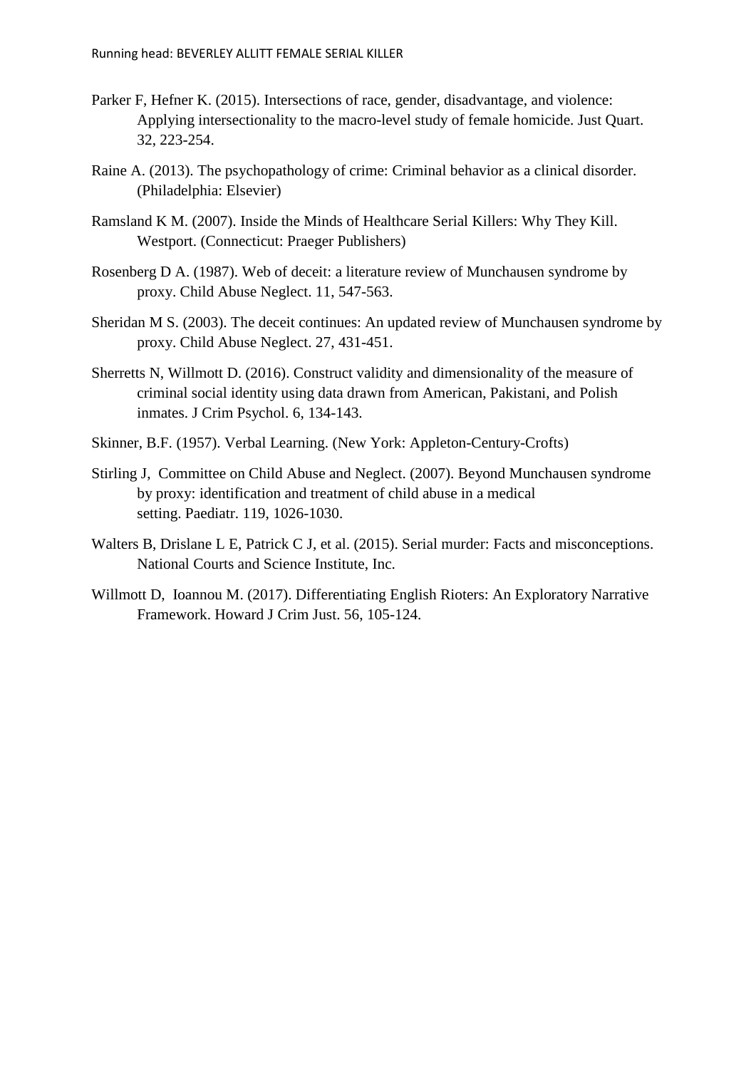Parker F, Hefner K. (2015). Intersections of race, gender, disadvantage, and violence: Applying intersectionality to the macro-level study of female homicide. Just Quart. 32, 223-254.

Raine A. (2013). The psychopathology of crime: Criminal behavior as a clinical disorder. (Philadelphia: Elsevier)

Ramsland K M. (2007). Inside the Minds of Healthcare Serial Killers: Why They Kill. Westport. (Connecticut: Praeger Publishers)

Rosenberg D A. (1987). Web of deceit: a literature review of Munchausen syndrome by proxy. Child Abuse Neglect. 11, 547-563.

Sheridan M S. (2003). The deceit continues: An updated review of Munchausen syndrome by proxy. Child Abuse Neglect. 27, 431-451.

Sherretts N, Willmott D. (2016). Construct validity and dimensionality of the measure of criminal social identity using data drawn from American, Pakistani, and Polish inmates. J Crim Psychol. 6, 134-143.

Skinner, B.F. (1957). Verbal Learning. (New York: Appleton-Century-Crofts)

Stirling J, Committee on Child Abuse and Neglect. (2007). Beyond Munchausen syndrome by proxy: identification and treatment of child abuse in a medical setting. Paediatr. 119, 1026-1030.

Walters B, Drislane L E, Patrick C J, et al. (2015). Serial murder: Facts and misconceptions. National Courts and Science Institute, Inc.

Willmott D, Ioannou M. (2017). Differentiating English Rioters: An Exploratory Narrative Framework. Howard J Crim Just. 56, 105-124.